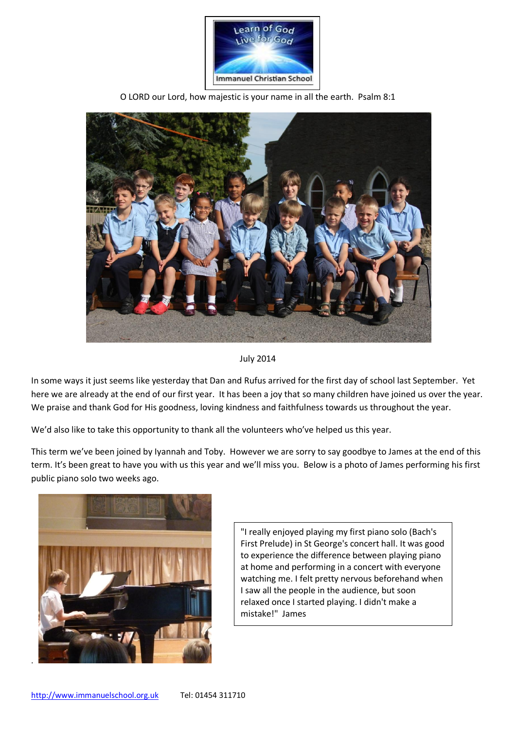Learn of God
Live for God

Immanuel Christian School

O LORD our Lord, how majestic is your name in all the earth. Psalm 8:1

July 2014

In some ways it just seems like yesterday that Dan and Rufus arrived for the first day of school last September. Yet here we are already at the end of our first year. It has been a joy that so many children have joined us over the year. We praise and thank God for His goodness, loving kindness and faithfulness towards us throughout the year.

We'd also like to take this opportunity to thank all the volunteers who've helped us this year.

This term we've been joined by Iyannah and Toby. However we are sorry to say goodbye to James at the end of this term. It's been great to have you with us this year and we'll miss you. Below is a photo of James performing his first public piano solo two weeks ago.

"I really enjoyed playing my first piano solo (Bach's First Prelude) in St George's concert hall. It was good to experience the difference between playing piano at home and performing in a concert with everyone watching me. I felt pretty nervous beforehand when I saw all the people in the audience, but soon relaxed once I started playing. I didn't make a mistake!" James

http://www.immanuelschool.org.uk Tel: 01454 311710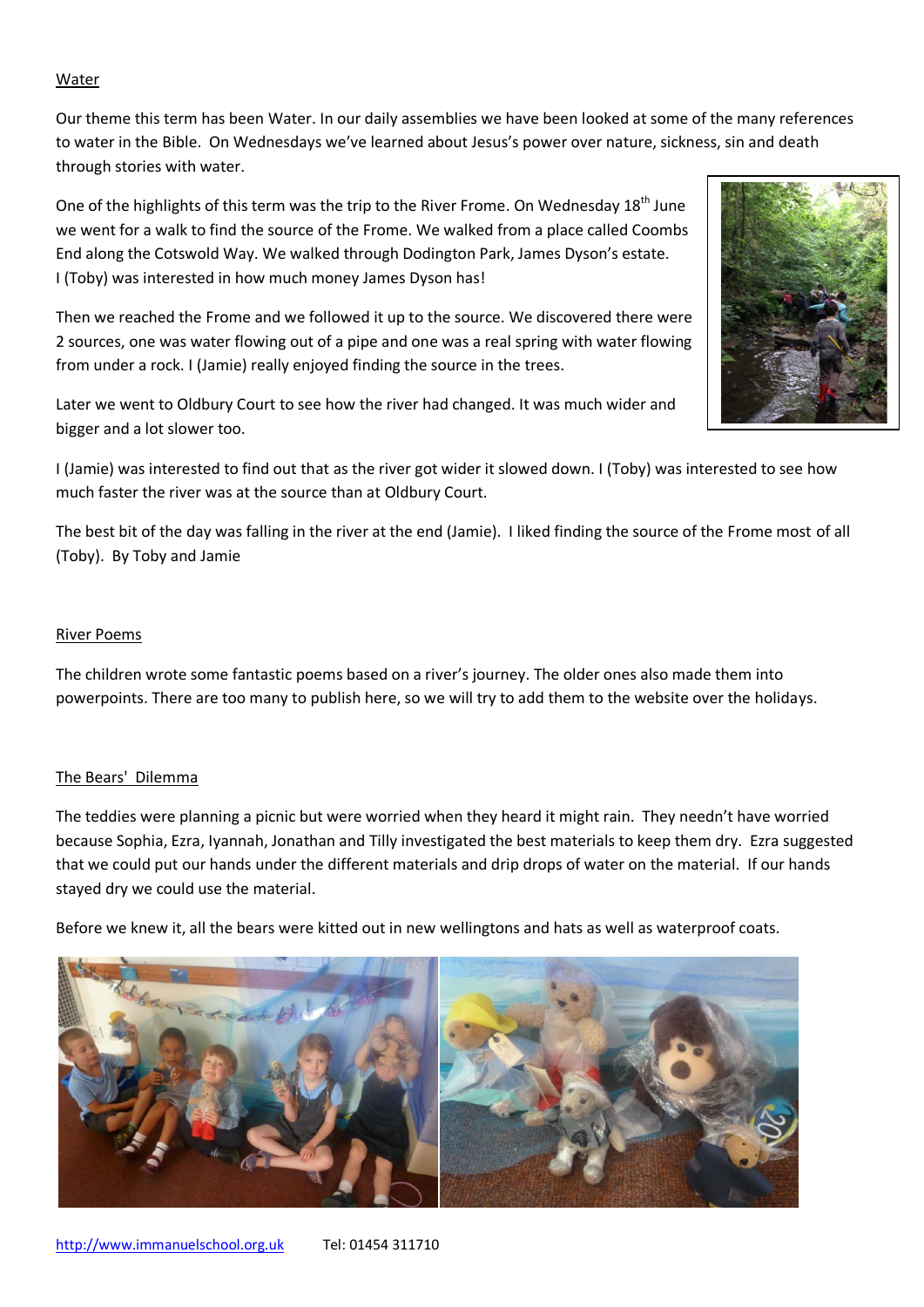## Water

Our theme this term has been Water. In our daily assemblies we have been looked at some of the many references to water in the Bible. On Wednesdays we've learned about Jesus's power over nature, sickness, sin and death through stories with water.

One of the highlights of this term was the trip to the River Frome. On Wednesday 18th June we went for a walk to find the source of the Frome. We walked from a place called Coombs End along the Cotswold Way. We walked through Dodington Park, James Dyson's estate. I (Toby) was interested in how much money James Dyson has!

Then we reached the Frome and we followed it up to the source. We discovered there were 2 sources, one was water flowing out of a pipe and one was a real spring with water flowing from under a rock. I (Jamie) really enjoyed finding the source in the trees.

Later we went to Oldbury Court to see how the river had changed. It was much wider and bigger and a lot slower too.

I (Jamie) was interested to find out that as the river got wider it slowed down. I (Toby) was interested to see how much faster the river was at the source than at Oldbury Court.

The best bit of the day was falling in the river at the end (Jamie). I liked finding the source of the Frome most of all (Toby). By Toby and Jamie

## River Poems

The children wrote some fantastic poems based on a river's journey. The older ones also made them into powerpoints. There are too many to publish here, so we will try to add them to the website over the holidays.

## The Bears' Dilemma

The teddies were planning a picnic but were worried when they heard it might rain. They needn't have worried because Sophia, Ezra, Iyannah, Jonathan and Tilly investigated the best materials to keep them dry. Ezra suggested that we could put our hands under the different materials and drip drops of water on the material. If our hands stayed dry we could use the material.

Before we knew it, all the bears were kitted out in new wellingtons and hats as well as waterproof coats.

http://www.immanuelschool.org.uk Tel: 01454 311710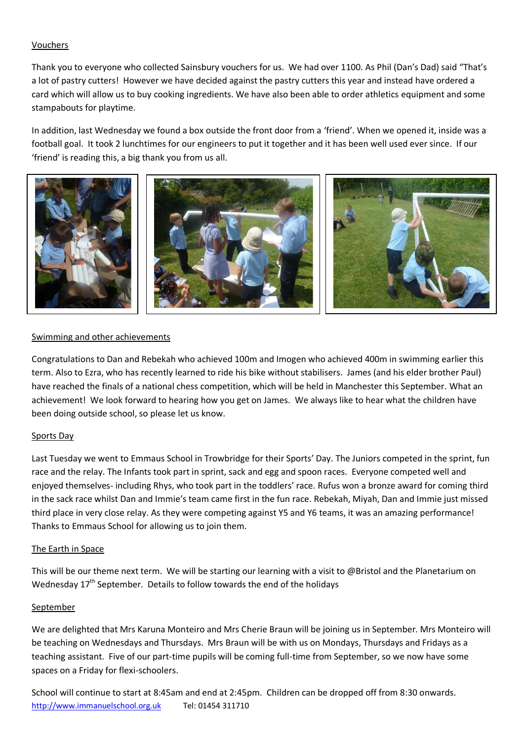Vouchers

Thank you to everyone who collected Sainsbury vouchers for us. We had over 1100. As Phil (Dan's Dad) said "That's a lot of pastry cutters! However we have decided against the pastry cutters this year and instead have ordered a card which will allow us to buy cooking ingredients. We have also been able to order athletics equipment and some stampabouts for playtime.

In addition, last Wednesday we found a box outside the front door from a 'friend'. When we opened it, inside was a football goal. It took 2 lunchtimes for our engineers to put it together and it has been well used ever since. If our 'friend' is reading this, a big thank you from us all.

Swimming and other achievements

Congratulations to Dan and Rebekah who achieved 100m and Imogen who achieved 400m in swimming earlier this term. Also to Ezra, who has recently learned to ride his bike without stabilisers. James (and his elder brother Paul) have reached the finals of a national chess competition, which will be held in Manchester this September. What an achievement! We look forward to hearing how you get on James. We always like to hear what the children have been doing outside school, so please let us know.

Sports Day

Last Tuesday we went to Emmaus School in Trowbridge for their Sports' Day. The Juniors competed in the sprint, fun race and the relay. The Infants took part in sprint, sack and egg and spoon races. Everyone competed well and enjoyed themselves- including Rhys, who took part in the toddlers' race. Rufus won a bronze award for coming third in the sack race whilst Dan and Immie's team came first in the fun race. Rebekah, Miyah, Dan and Immie just missed third place in very close relay. As they were competing against Y5 and Y6 teams, it was an amazing performance! Thanks to Emmaus School for allowing us to join them.

The Earth in Space

This will be our theme next term. We will be starting our learning with a visit to @Bristol and the Planetarium on Wednesday 17th September. Details to follow towards the end of the holidays

September

We are delighted that Mrs Karuna Monteiro and Mrs Cherie Braun will be joining us in September. Mrs Monteiro will be teaching on Wednesdays and Thursdays. Mrs Braun will be with us on Mondays, Thursdays and Fridays as a teaching assistant. Five of our part-time pupils will be coming full-time from September, so we now have some spaces on a Friday for flexi-schoolers.

School will continue to start at 8:45am and end at 2:45pm. Children can be dropped off from 8:30 onwards.

http://www.immanuelschool.org.uk Tel: 01454 311710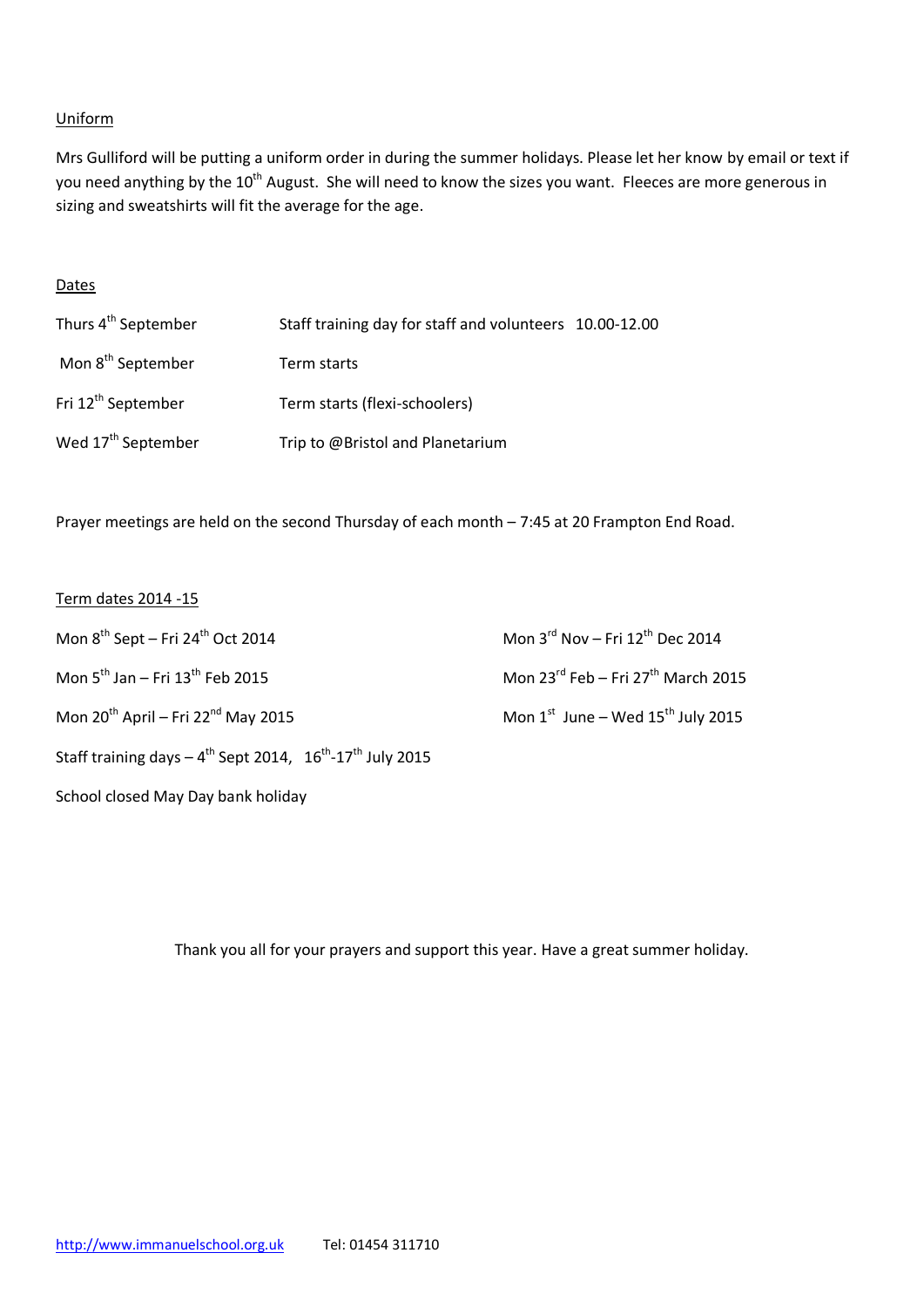## Uniform

Mrs Gulliford will be putting a uniform order in during the summer holidays. Please let her know by email or text if you need anything by the 10th August. She will need to know the sizes you want. Fleeces are more generous in sizing and sweatshirts will fit the average for the age.

## Dates

| | |
|---|---|
| Thurs 4th September | Staff training day for staff and volunteers 10.00-12.00 |
| Mon 8th September | Term starts |
| Fri 12th September | Term starts (flexi-schoolers) |
| Wed 17th September | Trip to @Bristol and Planetarium |

Prayer meetings are held on the second Thursday of each month – 7:45 at 20 Frampton End Road.

## Term dates 2014 -15

| | |
|---|---|
| Mon 8th Sept – Fri 24th Oct 2014 | Mon 3rd Nov – Fri 12th Dec 2014 |
| Mon 5th Jan – Fri 13th Feb 2015 | Mon 23rd Feb – Fri 27th March 2015 |
| Mon 20th April – Fri 22nd May 2015 | Mon 1st June – Wed 15th July 2015 |

Staff training days – 4th Sept 2014, 16th-17th July 2015

School closed May Day bank holiday

Thank you all for your prayers and support this year. Have a great summer holiday.

http://www.immanuelschool.org.uk Tel: 01454 311710